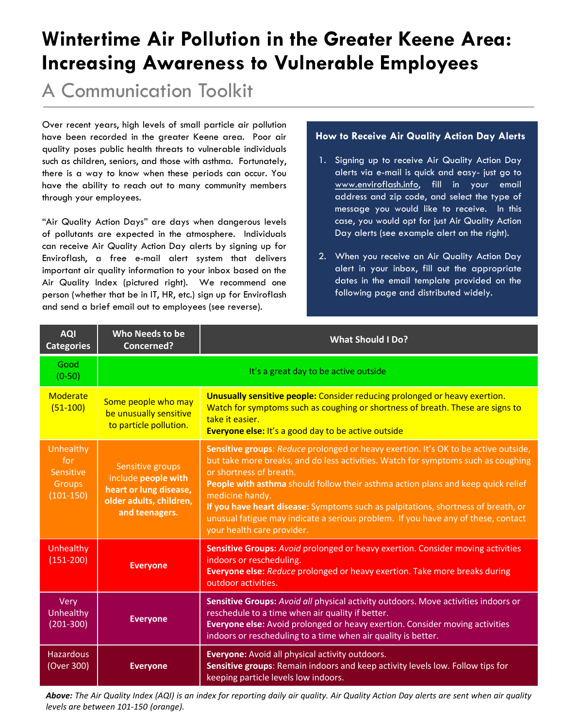# Wintertime Air Pollution in the Greater Keene Area: Increasing Awareness to Vulnerable Employees

## A Communication Toolkit

Over recent years, high levels of small particle air pollution have been recorded in the greater Keene area. Poor air quality poses public health threats to vulnerable individuals such as children, seniors, and those with asthma. Fortunately, there is a way to know when these periods can occur. You have the ability to reach out to many community members through your employees.

"Air Quality Action Days" are days when dangerous levels of pollutants are expected in the atmosphere. Individuals can receive Air Quality Action Day alerts by signing up for Enviroflash, a free e-mail alert system that delivers important air quality information to your inbox based on the Air Quality Index (pictured right). We recommend one person (whether that be in IT, HR, etc.) sign up for Enviroflash and send a brief email out to employees (see reverse).

### How to Receive Air Quality Action Day Alerts

1. Signing up to receive Air Quality Action Day alerts via e-mail is quick and easy- just go to www.enviroflash.info, fill in your email address and zip code, and select the type of message you would like to receive. In this case, you would opt for just Air Quality Action Day alerts (see example alert on the right).
2. When you receive an Air Quality Action Day alert in your inbox, fill out the appropriate dates in the email template provided on the following page and distributed widely.

| AQI Categories | Who Needs to be Concerned? | What Should I Do? |
|---|---|---|
| Good (0-50) | It's a great day to be active outside | |
| Moderate (51-100) | Some people who may be unusually sensitive to particle pollution. | **Unusually sensitive people:** Consider reducing prolonged or heavy exertion. Watch for symptoms such as coughing or shortness of breath. These are signs to take it easier. **Everyone else:** It's a good day to be active outside |
| Unhealthy for Sensitive Groups (101-150) | Sensitive groups include **people with heart or lung disease, older adults, children, and teenagers.** | **Sensitive groups**: *Reduce* prolonged or heavy exertion. It's OK to be active outside, but take more breaks, and do less activities. Watch for symptoms such as coughing or shortness of breath. **People with asthma** should follow their asthma action plans and keep quick relief medicine handy. **If you have heart disease:** Symptoms such as palpitations, shortness of breath, or unusual fatigue may indicate a serious problem. If you have any of these, contact your health care provider. |
| Unhealthy (151-200) | **Everyone** | **Sensitive Groups:** *Avoid* prolonged or heavy exertion. Consider moving activities indoors or rescheduling. **Everyone else:** *Reduce* prolonged or heavy exertion. Take more breaks during outdoor activities. |
| Very Unhealthy (201-300) | **Everyone** | **Sensitive Groups:** *Avoid all* physical activity outdoors. Move activities indoors or reschedule to a time when air quality if better. **Everyone else:** Avoid prolonged or heavy exertion. Consider moving activities indoors or rescheduling to a time when air quality is better. |
| Hazardous (Over 300) | **Everyone** | **Everyone:** Avoid all physical activity outdoors. **Sensitive groups**: Remain indoors and keep activity levels low. Follow tips for keeping particle levels low indoors. |

***Above:*** *The Air Quality Index (AQI) is an index for reporting daily air quality. Air Quality Action Day alerts are sent when air quality levels are between 101-150 (orange).*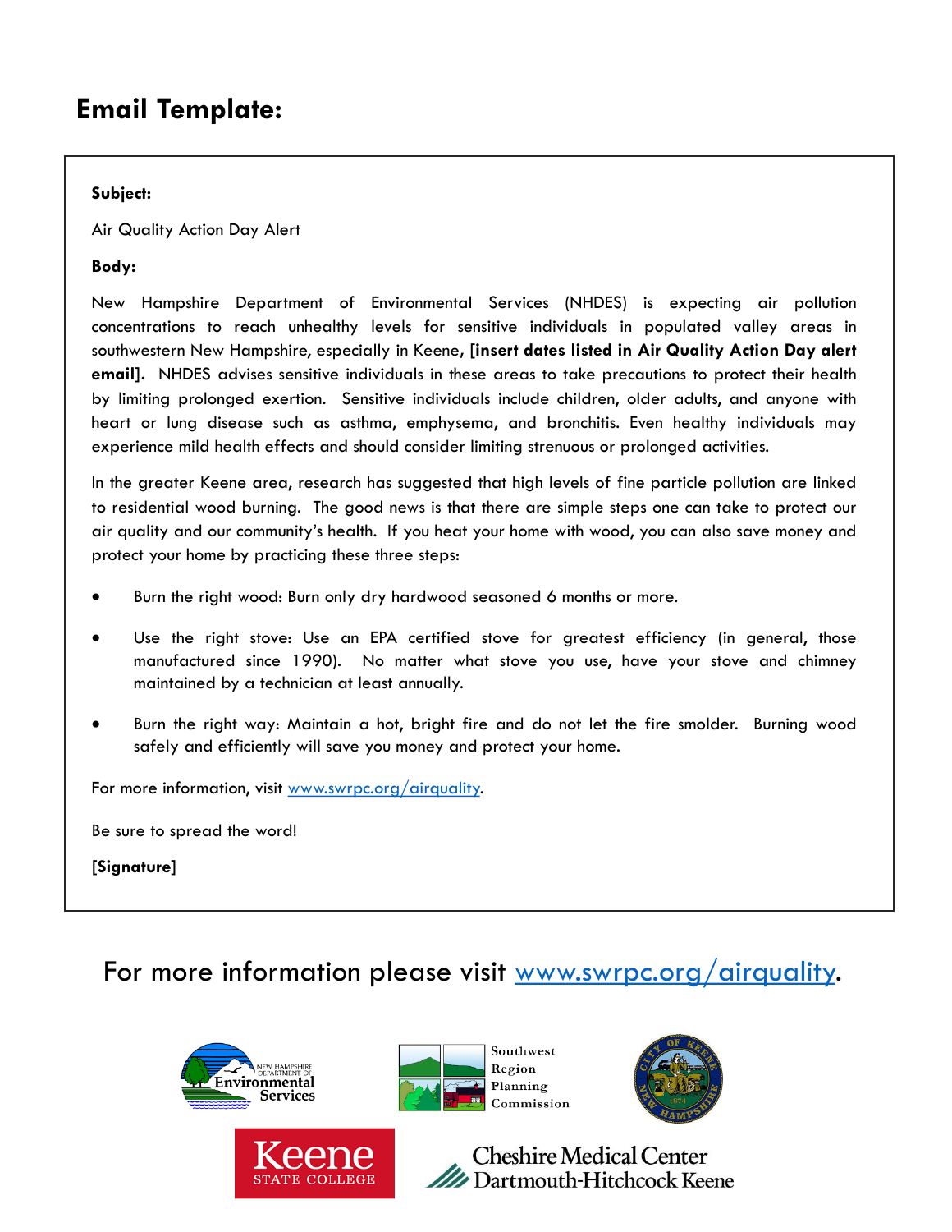# Email Template:

**Subject:**

Air Quality Action Day Alert

**Body:**

New Hampshire Department of Environmental Services (NHDES) is expecting air pollution concentrations to reach unhealthy levels for sensitive individuals in populated valley areas in southwestern New Hampshire, especially in Keene, **[insert dates listed in Air Quality Action Day alert email]**. NHDES advises sensitive individuals in these areas to take precautions to protect their health by limiting prolonged exertion. Sensitive individuals include children, older adults, and anyone with heart or lung disease such as asthma, emphysema, and bronchitis. Even healthy individuals may experience mild health effects and should consider limiting strenuous or prolonged activities.

In the greater Keene area, research has suggested that high levels of fine particle pollution are linked to residential wood burning. The good news is that there are simple steps one can take to protect our air quality and our community's health. If you heat your home with wood, you can also save money and protect your home by practicing these three steps:

- Burn the right wood: Burn only dry hardwood seasoned 6 months or more.
- Use the right stove: Use an EPA certified stove for greatest efficiency (in general, those manufactured since 1990). No matter what stove you use, have your stove and chimney maintained by a technician at least annually.
- Burn the right way: Maintain a hot, bright fire and do not let the fire smolder. Burning wood safely and efficiently will save you money and protect your home.

For more information, visit www.swrpc.org/airquality.

Be sure to spread the word!

**[Signature]**

For more information please visit www.swrpc.org/airquality.

New Hampshire Department of Environmental Services

Southwest Region Planning Commission

City of Keene New Hampshire 1874

Keene State College

Cheshire Medical Center Dartmouth-Hitchcock Keene